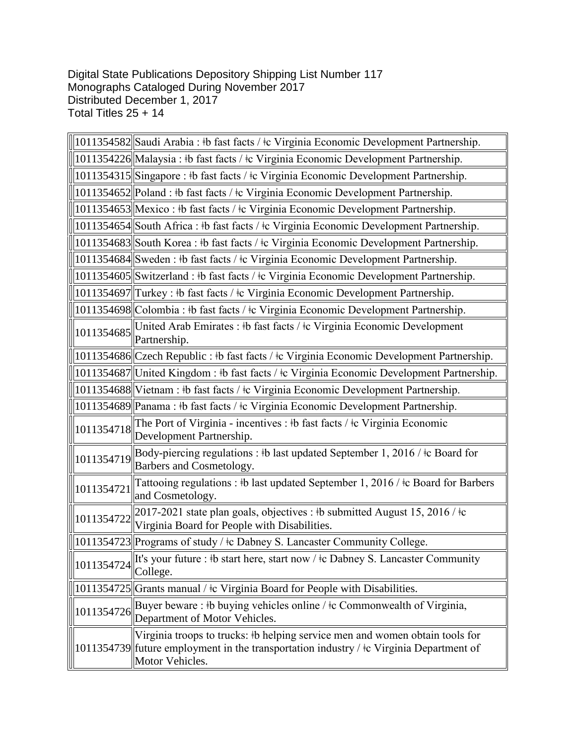Digital State Publications Depository Shipping List Number 117
Monographs Cataloged During November 2017
Distributed December 1, 2017
Total Titles 25 + 14

| | |
|---|---|
| 1011354582 | Saudi Arabia : ǂb fast facts / ǂc Virginia Economic Development Partnership. |
| 1011354226 | Malaysia : ǂb fast facts / ǂc Virginia Economic Development Partnership. |
| 1011354315 | Singapore : ǂb fast facts / ǂc Virginia Economic Development Partnership. |
| 1011354652 | Poland : ǂb fast facts / ǂc Virginia Economic Development Partnership. |
| 1011354653 | Mexico : ǂb fast facts / ǂc Virginia Economic Development Partnership. |
| 1011354654 | South Africa : ǂb fast facts / ǂc Virginia Economic Development Partnership. |
| 1011354683 | South Korea : ǂb fast facts / ǂc Virginia Economic Development Partnership. |
| 1011354684 | Sweden : ǂb fast facts / ǂc Virginia Economic Development Partnership. |
| 1011354605 | Switzerland : ǂb fast facts / ǂc Virginia Economic Development Partnership. |
| 1011354697 | Turkey : ǂb fast facts / ǂc Virginia Economic Development Partnership. |
| 1011354698 | Colombia : ǂb fast facts / ǂc Virginia Economic Development Partnership. |
| 1011354685 | United Arab Emirates : ǂb fast facts / ǂc Virginia Economic Development Partnership. |
| 1011354686 | Czech Republic : ǂb fast facts / ǂc Virginia Economic Development Partnership. |
| 1011354687 | United Kingdom : ǂb fast facts / ǂc Virginia Economic Development Partnership. |
| 1011354688 | Vietnam : ǂb fast facts / ǂc Virginia Economic Development Partnership. |
| 1011354689 | Panama : ǂb fast facts / ǂc Virginia Economic Development Partnership. |
| 1011354718 | The Port of Virginia - incentives : ǂb fast facts / ǂc Virginia Economic Development Partnership. |
| 1011354719 | Body-piercing regulations : ǂb last updated September 1, 2016 / ǂc Board for Barbers and Cosmetology. |
| 1011354721 | Tattooing regulations : ǂb last updated September 1, 2016 / ǂc Board for Barbers and Cosmetology. |
| 1011354722 | 2017-2021 state plan goals, objectives : ǂb submitted August 15, 2016 / ǂc Virginia Board for People with Disabilities. |
| 1011354723 | Programs of study / ǂc Dabney S. Lancaster Community College. |
| 1011354724 | It's your future : ǂb start here, start now / ǂc Dabney S. Lancaster Community College. |
| 1011354725 | Grants manual / ǂc Virginia Board for People with Disabilities. |
| 1011354726 | Buyer beware : ǂb buying vehicles online / ǂc Commonwealth of Virginia, Department of Motor Vehicles. |
| 1011354739 | Virginia troops to trucks: ǂb helping service men and women obtain tools for future employment in the transportation industry / ǂc Virginia Department of Motor Vehicles. |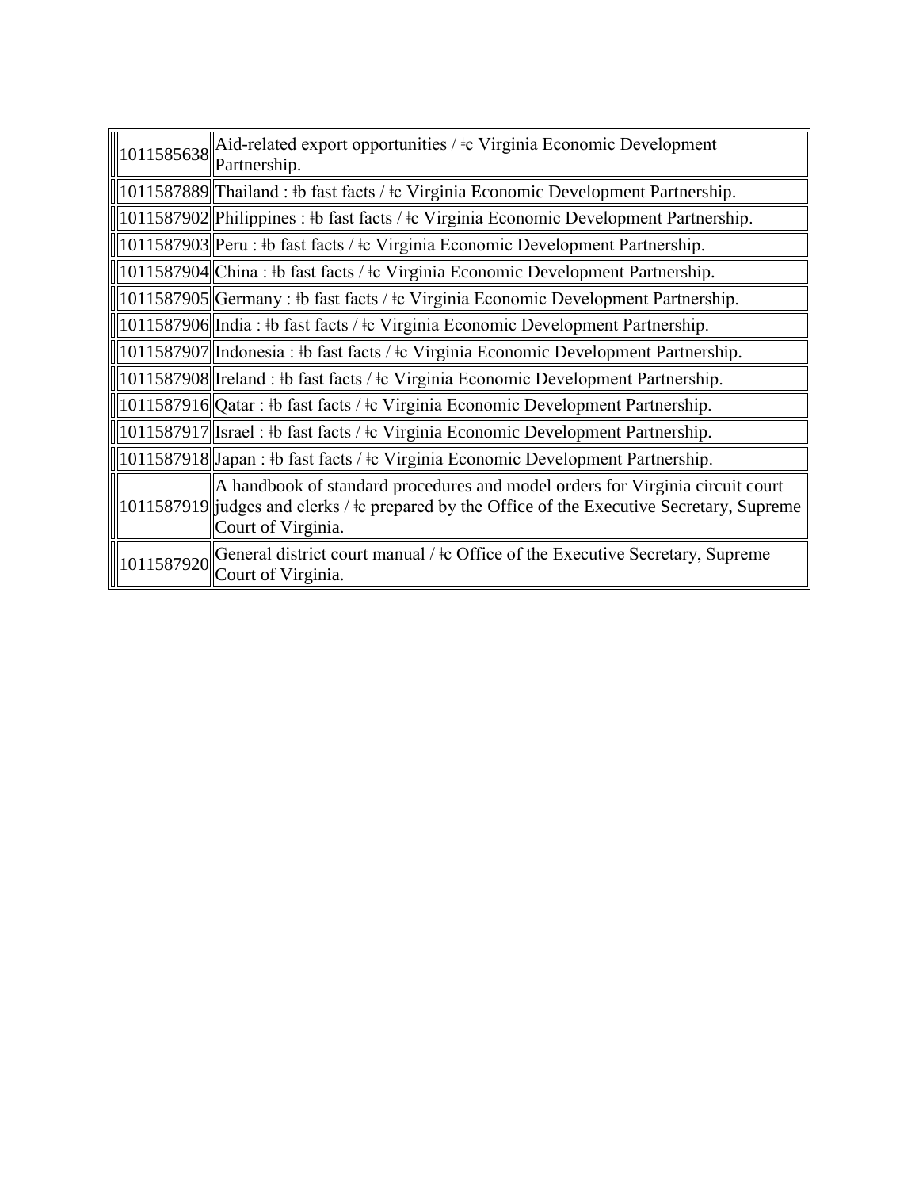| | |
|---|---|
| 1011585638 | Aid-related export opportunities / ǂc Virginia Economic Development Partnership. |
| 1011587889 | Thailand : ǂb fast facts / ǂc Virginia Economic Development Partnership. |
| 1011587902 | Philippines : ǂb fast facts / ǂc Virginia Economic Development Partnership. |
| 1011587903 | Peru : ǂb fast facts / ǂc Virginia Economic Development Partnership. |
| 1011587904 | China : ǂb fast facts / ǂc Virginia Economic Development Partnership. |
| 1011587905 | Germany : ǂb fast facts / ǂc Virginia Economic Development Partnership. |
| 1011587906 | India : ǂb fast facts / ǂc Virginia Economic Development Partnership. |
| 1011587907 | Indonesia : ǂb fast facts / ǂc Virginia Economic Development Partnership. |
| 1011587908 | Ireland : ǂb fast facts / ǂc Virginia Economic Development Partnership. |
| 1011587916 | Qatar : ǂb fast facts / ǂc Virginia Economic Development Partnership. |
| 1011587917 | Israel : ǂb fast facts / ǂc Virginia Economic Development Partnership. |
| 1011587918 | Japan : ǂb fast facts / ǂc Virginia Economic Development Partnership. |
| 1011587919 | A handbook of standard procedures and model orders for Virginia circuit court judges and clerks / ǂc prepared by the Office of the Executive Secretary, Supreme Court of Virginia. |
| 1011587920 | General district court manual / ǂc Office of the Executive Secretary, Supreme Court of Virginia. |